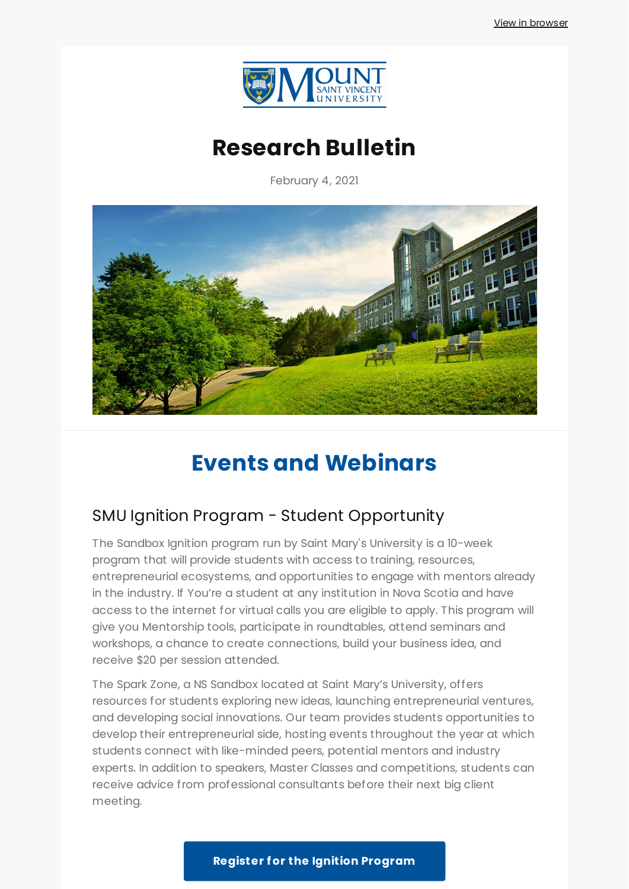View in browser

# Research Bulletin

February 4, 2021

## Events and Webinars

### SMU Ignition Program - Student Opportunity

The Sandbox Ignition program run by Saint Mary's University is a 10-week program that will provide students with access to training, resources, entrepreneurial ecosystems, and opportunities to engage with mentors already in the industry. If You're a student at any institution in Nova Scotia and have access to the internet for virtual calls you are eligible to apply. This program will give you Mentorship tools, participate in roundtables, attend seminars and workshops, a chance to create connections, build your business idea, and receive $20 per session attended.

The Spark Zone, a NS Sandbox located at Saint Mary's University, offers resources for students exploring new ideas, launching entrepreneurial ventures, and developing social innovations. Our team provides students opportunities to develop their entrepreneurial side, hosting events throughout the year at which students connect with like-minded peers, potential mentors and industry experts. In addition to speakers, Master Classes and competitions, students can receive advice from professional consultants before their next big client meeting.

**Register for the Ignition Program**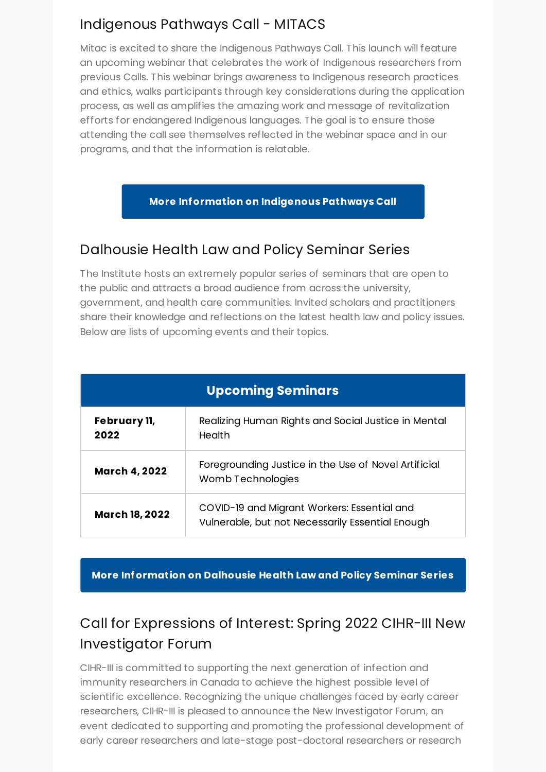## Indigenous Pathways Call - MITACS

Mitac is excited to share the Indigenous Pathways Call. This launch will feature an upcoming webinar that celebrates the work of Indigenous researchers from previous Calls. This webinar brings awareness to Indigenous research practices and ethics, walks participants through key considerations during the application process, as well as amplifies the amazing work and message of revitalization efforts for endangered Indigenous languages. The goal is to ensure those attending the call see themselves reflected in the webinar space and in our programs, and that the information is relatable.

**More Information on Indigenous Pathways Call**

## Dalhousie Health Law and Policy Seminar Series

The Institute hosts an extremely popular series of seminars that are open to the public and attracts a broad audience from across the university, government, and health care communities. Invited scholars and practitioners share their knowledge and reflections on the latest health law and policy issues. Below are lists of upcoming events and their topics.

| Upcoming Seminars | |
|---|---|
| **February 11, 2022** | Realizing Human Rights and Social Justice in Mental Health |
| **March 4, 2022** | Foregrounding Justice in the Use of Novel Artificial Womb Technologies |
| **March 18, 2022** | COVID-19 and Migrant Workers: Essential and Vulnerable, but not Necessarily Essential Enough |

**More Information on Dalhousie Health Law and Policy Seminar Series**

## Call for Expressions of Interest: Spring 2022 CIHR-III New Investigator Forum

CIHR-III is committed to supporting the next generation of infection and immunity researchers in Canada to achieve the highest possible level of scientific excellence. Recognizing the unique challenges faced by early career researchers, CIHR-III is pleased to announce the New Investigator Forum, an event dedicated to supporting and promoting the professional development of early career researchers and late-stage post-doctoral researchers or research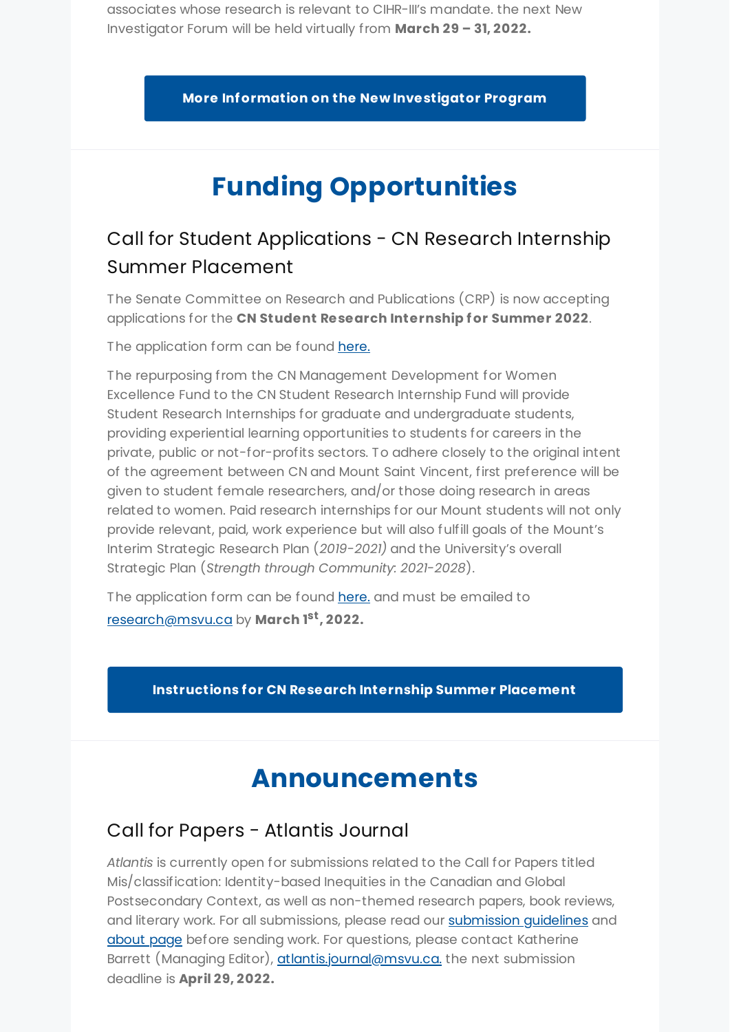associates whose research is relevant to CIHR-III's mandate. the next New Investigator Forum will be held virtually from **March 29 – 31, 2022.**

**More Information on the New Investigator Program**

# Funding Opportunities

## Call for Student Applications - CN Research Internship Summer Placement

The Senate Committee on Research and Publications (CRP) is now accepting applications for the **CN Student Research Internship for Summer 2022**.

The application form can be found here.

The repurposing from the CN Management Development for Women Excellence Fund to the CN Student Research Internship Fund will provide Student Research Internships for graduate and undergraduate students, providing experiential learning opportunities to students for careers in the private, public or not-for-profits sectors. To adhere closely to the original intent of the agreement between CN and Mount Saint Vincent, first preference will be given to student female researchers, and/or those doing research in areas related to women. Paid research internships for our Mount students will not only provide relevant, paid, work experience but will also fulfill goals of the Mount's Interim Strategic Research Plan (*2019-2021)* and the University's overall Strategic Plan (*Strength through Community*: *2021-2028*).

The application form can be found here. and must be emailed to research@msvu.ca by **March 1st, 2022.**

**Instructions for CN Research Internship Summer Placement**

# Announcements

## Call for Papers - Atlantis Journal

*Atlantis* is currently open for submissions related to the Call for Papers titled Mis/classification: Identity-based Inequities in the Canadian and Global Postsecondary Context, as well as non-themed research papers, book reviews, and literary work. For all submissions, please read our submission guidelines and about page before sending work. For questions, please contact Katherine Barrett (Managing Editor), atlantis.journal@msvu.ca. the next submission deadline is **April 29, 2022.**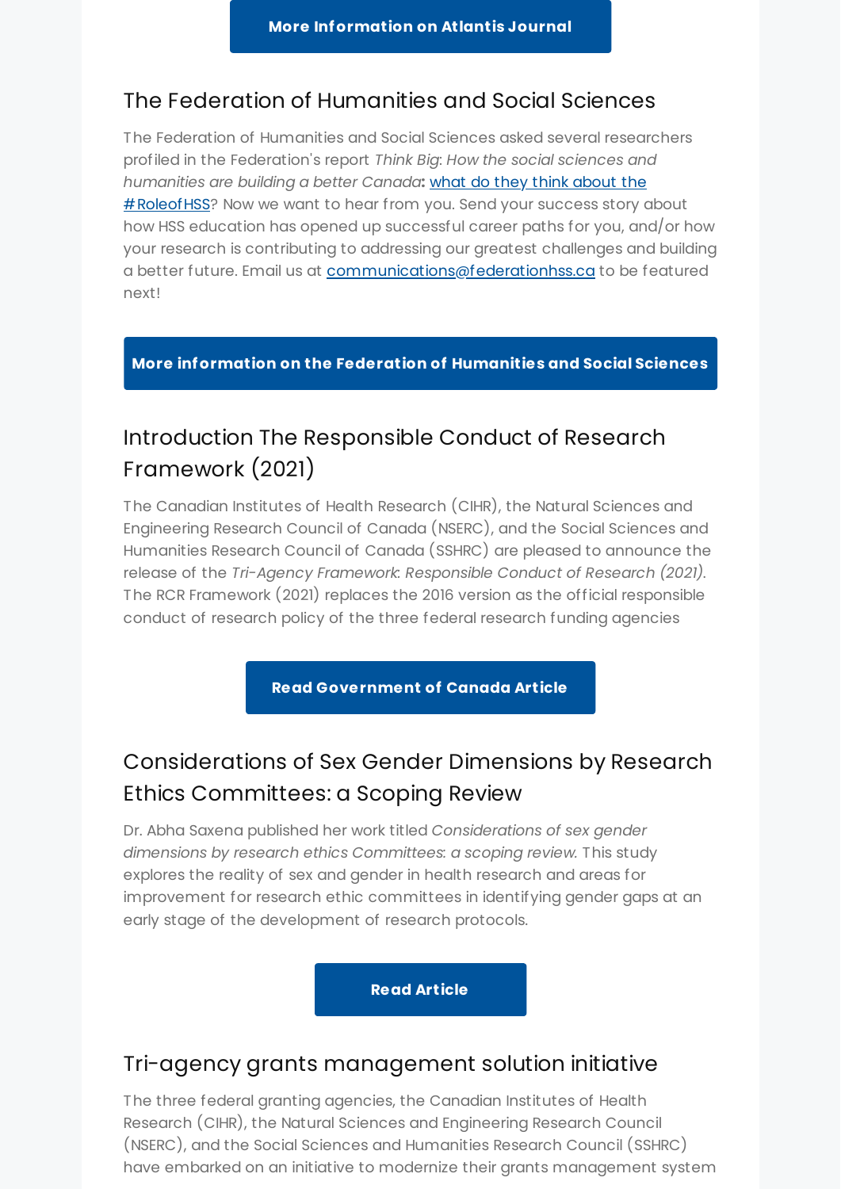**More Information on Atlantis Journal**

## The Federation of Humanities and Social Sciences

The Federation of Humanities and Social Sciences asked several researchers profiled in the Federation's report *Think Big: How the social sciences and humanities are building a better Canada***:** what do they think about the #RoleofHSS? Now we want to hear from you. Send your success story about how HSS education has opened up successful career paths for you, and/or how your research is contributing to addressing our greatest challenges and building a better future. Email us at communications@federationhss.ca to be featured next!

**More information on the Federation of Humanities and Social Sciences**

## Introduction The Responsible Conduct of Research Framework (2021)

The Canadian Institutes of Health Research (CIHR), the Natural Sciences and Engineering Research Council of Canada (NSERC), and the Social Sciences and Humanities Research Council of Canada (SSHRC) are pleased to announce the release of the *Tri-Agency Framework: Responsible Conduct of Research (2021)*. The RCR Framework (2021) replaces the 2016 version as the official responsible conduct of research policy of the three federal research funding agencies

**Read Government of Canada Article**

## Considerations of Sex Gender Dimensions by Research Ethics Committees: a Scoping Review

Dr. Abha Saxena published her work titled *Considerations of sex gender dimensions by research ethics Committees: a scoping review.* This study explores the reality of sex and gender in health research and areas for improvement for research ethic committees in identifying gender gaps at an early stage of the development of research protocols.

**Read Article**

## Tri-agency grants management solution initiative

The three federal granting agencies, the Canadian Institutes of Health Research (CIHR), the Natural Sciences and Engineering Research Council (NSERC), and the Social Sciences and Humanities Research Council (SSHRC) have embarked on an initiative to modernize their grants management system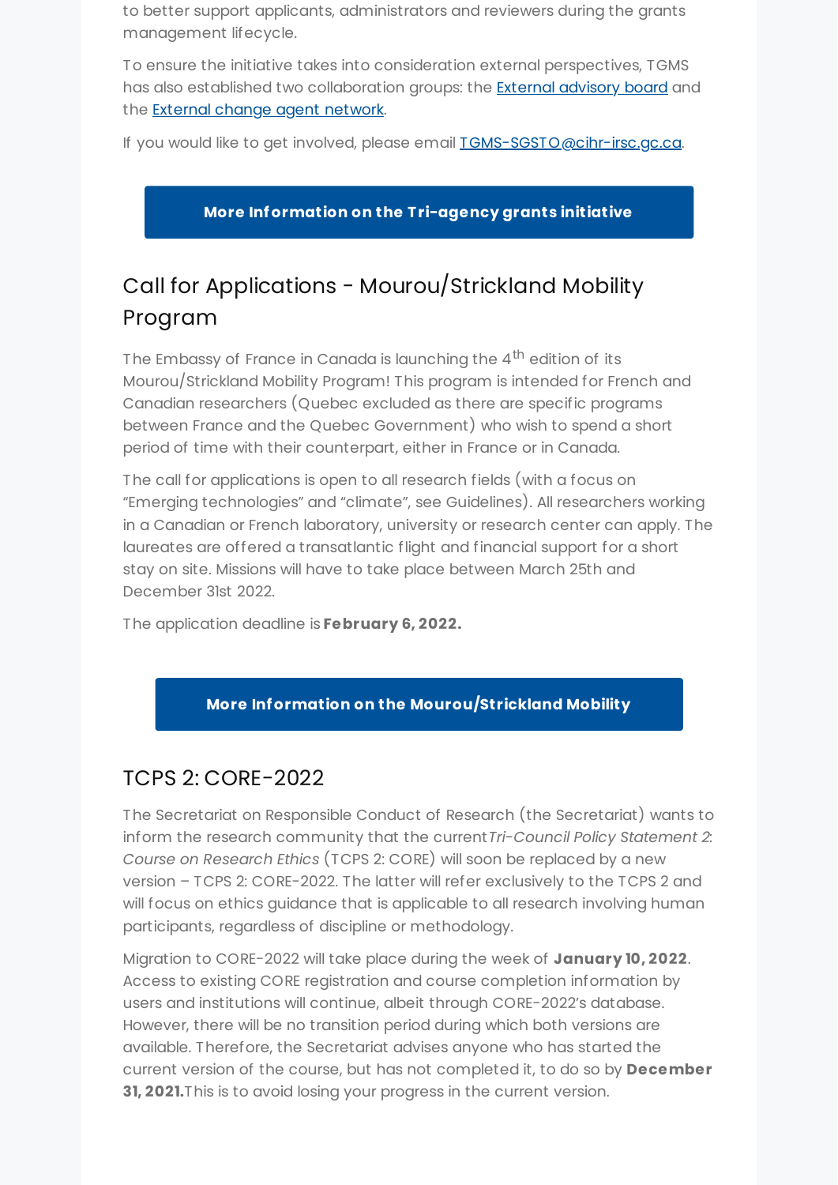to better support applicants, administrators and reviewers during the grants management lifecycle.

To ensure the initiative takes into consideration external perspectives, TGMS has also established two collaboration groups: the External advisory board and the External change agent network.

If you would like to get involved, please email TGMS-SGSTO@cihr-irsc.gc.ca.

**More Information on the Tri-agency grants initiative**

## Call for Applications - Mourou/Strickland Mobility Program

The Embassy of France in Canada is launching the 4th edition of its Mourou/Strickland Mobility Program! This program is intended for French and Canadian researchers (Quebec excluded as there are specific programs between France and the Quebec Government) who wish to spend a short period of time with their counterpart, either in France or in Canada.

The call for applications is open to all research fields (with a focus on “Emerging technologies” and “climate”, see Guidelines). All researchers working in a Canadian or French laboratory, university or research center can apply. The laureates are offered a transatlantic flight and financial support for a short stay on site. Missions will have to take place between March 25th and December 31st 2022.

The application deadline is **February 6, 2022.**

**More Information on the Mourou/Strickland Mobility**

## TCPS 2: CORE-2022

The Secretariat on Responsible Conduct of Research (the Secretariat) wants to inform the research community that the current *Tri-Council Policy Statement 2: Course on Research Ethics* (TCPS 2: CORE) will soon be replaced by a new version – TCPS 2: CORE-2022. The latter will refer exclusively to the TCPS 2 and will focus on ethics guidance that is applicable to all research involving human participants, regardless of discipline or methodology.

Migration to CORE-2022 will take place during the week of **January 10, 2022**. Access to existing CORE registration and course completion information by users and institutions will continue, albeit through CORE-2022's database. However, there will be no transition period during which both versions are available. Therefore, the Secretariat advises anyone who has started the current version of the course, but has not completed it, to do so by **December 31, 2021.** This is to avoid losing your progress in the current version.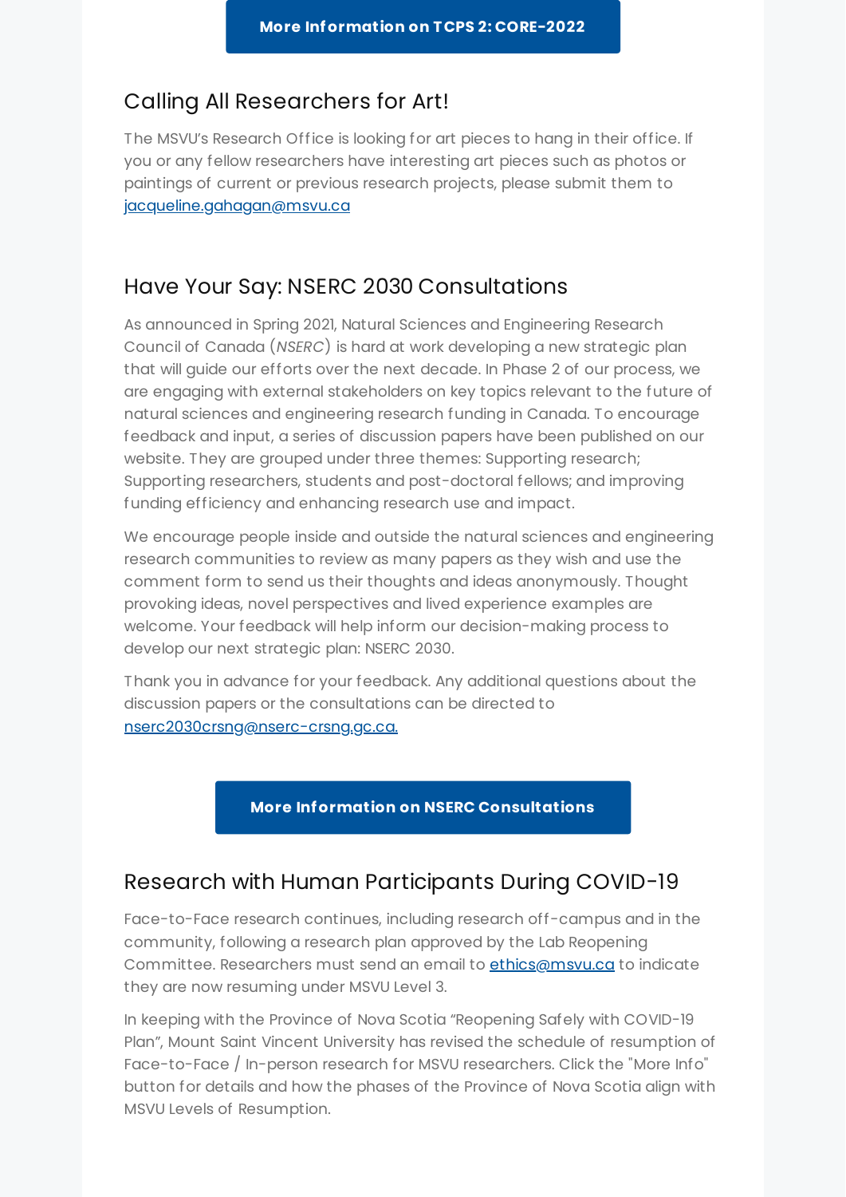**More Information on TCPS 2: CORE-2022**

## Calling All Researchers for Art!

The MSVU's Research Office is looking for art pieces to hang in their office. If you or any fellow researchers have interesting art pieces such as photos or paintings of current or previous research projects, please submit them to jacqueline.gahagan@msvu.ca

## Have Your Say: NSERC 2030 Consultations

As announced in Spring 2021, Natural Sciences and Engineering Research Council of Canada (*NSERC*) is hard at work developing a new strategic plan that will guide our efforts over the next decade. In Phase 2 of our process, we are engaging with external stakeholders on key topics relevant to the future of natural sciences and engineering research funding in Canada. To encourage feedback and input, a series of discussion papers have been published on our website. They are grouped under three themes: Supporting research; Supporting researchers, students and post-doctoral fellows; and improving funding efficiency and enhancing research use and impact.

We encourage people inside and outside the natural sciences and engineering research communities to review as many papers as they wish and use the comment form to send us their thoughts and ideas anonymously. Thought provoking ideas, novel perspectives and lived experience examples are welcome. Your feedback will help inform our decision-making process to develop our next strategic plan: NSERC 2030.

Thank you in advance for your feedback. Any additional questions about the discussion papers or the consultations can be directed to nserc2030crsng@nserc-crsng.gc.ca.

**More Information on NSERC Consultations**

## Research with Human Participants During COVID-19

Face-to-Face research continues, including research off-campus and in the community, following a research plan approved by the Lab Reopening Committee. Researchers must send an email to ethics@msvu.ca to indicate they are now resuming under MSVU Level 3.

In keeping with the Province of Nova Scotia "Reopening Safely with COVID-19 Plan", Mount Saint Vincent University has revised the schedule of resumption of Face-to-Face / In-person research for MSVU researchers. Click the "More Info" button for details and how the phases of the Province of Nova Scotia align with MSVU Levels of Resumption.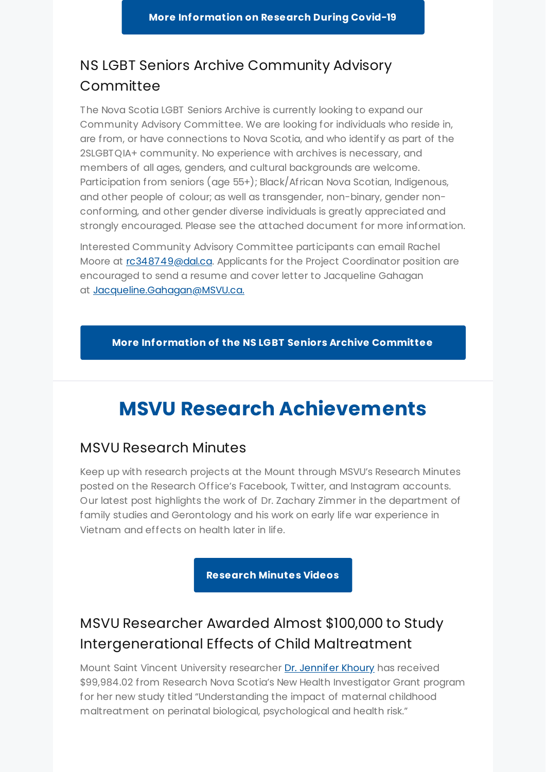**More Information on Research During Covid-19**

### NS LGBT Seniors Archive Community Advisory Committee

The Nova Scotia LGBT Seniors Archive is currently looking to expand our Community Advisory Committee. We are looking for individuals who reside in, are from, or have connections to Nova Scotia, and who identify as part of the 2SLGBTQIA+ community. No experience with archives is necessary, and members of all ages, genders, and cultural backgrounds are welcome. Participation from seniors (age 55+); Black/African Nova Scotian, Indigenous, and other people of colour; as well as transgender, non-binary, gender non-conforming, and other gender diverse individuals is greatly appreciated and strongly encouraged. Please see the attached document for more information.

Interested Community Advisory Committee participants can email Rachel Moore at rc348749@dal.ca. Applicants for the Project Coordinator position are encouraged to send a resume and cover letter to Jacqueline Gahagan at Jacqueline.Gahagan@MSVU.ca.

**More Information of the NS LGBT Seniors Archive Committee**

## MSVU Research Achievements

### MSVU Research Minutes

Keep up with research projects at the Mount through MSVU's Research Minutes posted on the Research Office's Facebook, Twitter, and Instagram accounts. Our latest post highlights the work of Dr. Zachary Zimmer in the department of family studies and Gerontology and his work on early life war experience in Vietnam and effects on health later in life.

**Research Minutes Videos**

### MSVU Researcher Awarded Almost $100,000 to Study Intergenerational Effects of Child Maltreatment

Mount Saint Vincent University researcher Dr. Jennifer Khoury has received $99,984.02 from Research Nova Scotia's New Health Investigator Grant program for her new study titled "Understanding the impact of maternal childhood maltreatment on perinatal biological, psychological and health risk."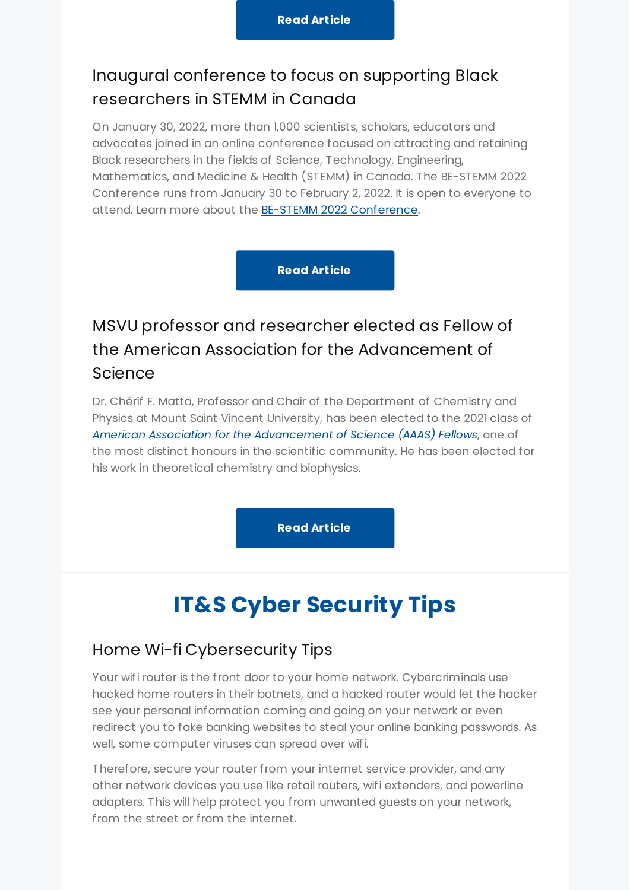**Read Article**

### Inaugural conference to focus on supporting Black researchers in STEMM in Canada

On January 30, 2022, more than 1,000 scientists, scholars, educators and advocates joined in an online conference focused on attracting and retaining Black researchers in the fields of Science, Technology, Engineering, Mathematics, and Medicine & Health (STEMM) in Canada. The BE-STEMM 2022 Conference runs from January 30 to February 2, 2022. It is open to everyone to attend. Learn more about the BE-STEMM 2022 Conference.

**Read Article**

### MSVU professor and researcher elected as Fellow of the American Association for the Advancement of Science

Dr. Chérif F. Matta, Professor and Chair of the Department of Chemistry and Physics at Mount Saint Vincent University, has been elected to the 2021 class of *American Association for the Advancement of Science (AAAS) Fellows*, one of the most distinct honours in the scientific community. He has been elected for his work in theoretical chemistry and biophysics.

**Read Article**

## IT&S Cyber Security Tips

### Home Wi-fi Cybersecurity Tips

Your wifi router is the front door to your home network. Cybercriminals use hacked home routers in their botnets, and a hacked router would let the hacker see your personal information coming and going on your network or even redirect you to fake banking websites to steal your online banking passwords. As well, some computer viruses can spread over wifi.

Therefore, secure your router from your internet service provider, and any other network devices you use like retail routers, wifi extenders, and powerline adapters. This will help protect you from unwanted guests on your network, from the street or from the internet.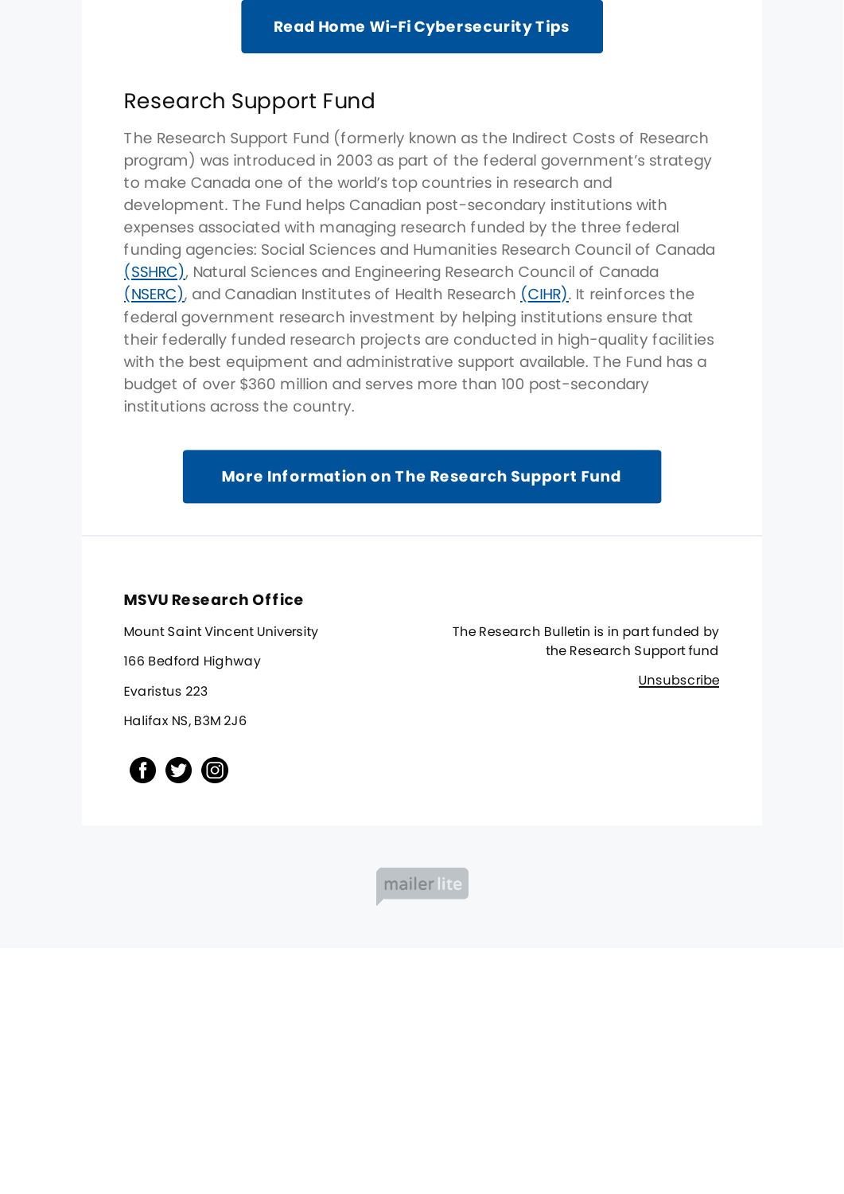**Read Home Wi-Fi Cybersecurity Tips**

## Research Support Fund

The Research Support Fund (formerly known as the Indirect Costs of Research program) was introduced in 2003 as part of the federal government's strategy to make Canada one of the world's top countries in research and development. The Fund helps Canadian post-secondary institutions with expenses associated with managing research funded by the three federal funding agencies: Social Sciences and Humanities Research Council of Canada (SSHRC), Natural Sciences and Engineering Research Council of Canada (NSERC), and Canadian Institutes of Health Research (CIHR). It reinforces the federal government research investment by helping institutions ensure that their federally funded research projects are conducted in high-quality facilities with the best equipment and administrative support available. The Fund has a budget of over $360 million and serves more than 100 post-secondary institutions across the country.

**More Information on The Research Support Fund**

**MSVU Research Office**

Mount Saint Vincent University

166 Bedford Highway

Evaristus 223

Halifax NS, B3M 2J6

The Research Bulletin is in part funded by the Research Support fund

Unsubscribe

mailerlite